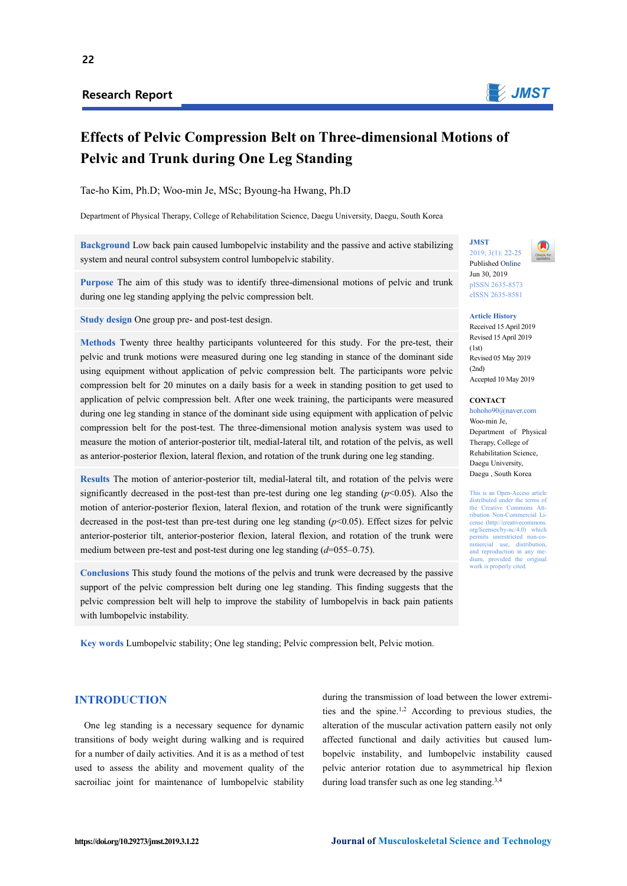Research Report

# Effects of Pelvic Compression Belt on Three-dimensional Motions of Pelvic and Trunk during One Leg Standing

Tae-ho Kim, Ph.D; Woo-min Je, MSc; Byoung-ha Hwang, Ph.D

Department of Physical Therapy, College of Rehabilitation Science, Daegu University, Daegu, South Korea

**Background** Low back pain caused lumbopelvic instability and the passive and active stabilizing system and neural control subsystem control lumbopelvic stability.

**Purpose** The aim of this study was to identify three-dimensional motions of pelvic and trunk during one leg standing applying the pelvic compression belt.

**Study design** One group pre- and post-test design.

**Methods** Twenty three healthy participants volunteered for this study. For the pre-test, their pelvic and trunk motions were measured during one leg standing in stance of the dominant side using equipment without application of pelvic compression belt. The participants wore pelvic compression belt for 20 minutes on a daily basis for a week in standing position to get used to application of pelvic compression belt. After one week training, the participants were measured during one leg standing in stance of the dominant side using equipment with application of pelvic compression belt for the post-test. The three-dimensional motion analysis system was used to measure the motion of anterior-posterior tilt, medial-lateral tilt, and rotation of the pelvis, as well as anterior-posterior flexion, lateral flexion, and rotation of the trunk during one leg standing.

**Results** The motion of anterior-posterior tilt, medial-lateral tilt, and rotation of the pelvis were significantly decreased in the post-test than pre-test during one leg standing ($p<0.05$). Also the motion of anterior-posterior flexion, lateral flexion, and rotation of the trunk were significantly decreased in the post-test than pre-test during one leg standing ($p<0.05$). Effect sizes for pelvic anterior-posterior tilt, anterior-posterior flexion, lateral flexion, and rotation of the trunk were medium between pre-test and post-test during one leg standing ($d$=055–0.75).

**Conclusions** This study found the motions of the pelvis and trunk were decreased by the passive support of the pelvic compression belt during one leg standing. This finding suggests that the pelvic compression belt will help to improve the stability of lumbopelvis in back pain patients with lumbopelvic instability.

**Key words** Lumbopelvic stability; One leg standing; Pelvic compression belt, Pelvic motion.

**JMST**
2019; 3(1): 22-25
Published Online
Jun 30, 2019
pISSN 2635-8573
eISSN 2635-8581

**Article History**
Received 15 April 2019
Revised 15 April 2019 (1st)
Revised 05 May 2019 (2nd)
Accepted 10 May 2019

**CONTACT**
hohoho90@naver.com
Woo-min Je,
Department of Physical Therapy, College of Rehabilitation Science, Daegu University, Daegu , South Korea

This is an Open-Access article distributed under the terms of the Creative Commons Attribution Non-Commercial License (http://creativecommons.org/licenses/by-nc/4.0) which permits unrestricted non-commercial use, distribution, and reproduction in any medium, provided the original work is properly cited.

## INTRODUCTION

One leg standing is a necessary sequence for dynamic transitions of body weight during walking and is required for a number of daily activities. And it is as a method of test used to assess the ability and movement quality of the sacroiliac joint for maintenance of lumbopelvic stability during the transmission of load between the lower extremities and the spine.[1,2] According to previous studies, the alteration of the muscular activation pattern easily not only affected functional and daily activities but caused lumbopelvic instability, and lumbopelvic instability caused pelvic anterior rotation due to asymmetrical hip flexion during load transfer such as one leg standing.[3,4]

https://doi.org/10.29273/jmst.2019.3.1.22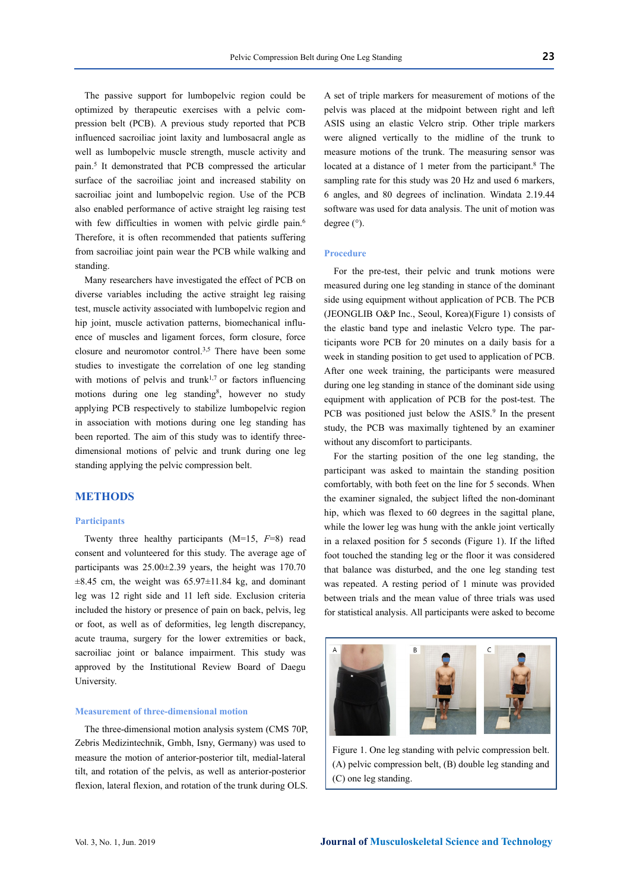The passive support for lumbopelvic region could be optimized by therapeutic exercises with a pelvic compression belt (PCB). A previous study reported that PCB influenced sacroiliac joint laxity and lumbosacral angle as well as lumbopelvic muscle strength, muscle activity and pain.[5] It demonstrated that PCB compressed the articular surface of the sacroiliac joint and increased stability on sacroiliac joint and lumbopelvic region. Use of the PCB also enabled performance of active straight leg raising test with few difficulties in women with pelvic girdle pain.[6] Therefore, it is often recommended that patients suffering from sacroiliac joint pain wear the PCB while walking and standing.

Many researchers have investigated the effect of PCB on diverse variables including the active straight leg raising test, muscle activity associated with lumbopelvic region and hip joint, muscle activation patterns, biomechanical influence of muscles and ligament forces, form closure, force closure and neuromotor control.[3,5] There have been some studies to investigate the correlation of one leg standing with motions of pelvis and trunk[1,7] or factors influencing motions during one leg standing[8], however no study applying PCB respectively to stabilize lumbopelvic region in association with motions during one leg standing has been reported. The aim of this study was to identify three-dimensional motions of pelvic and trunk during one leg standing applying the pelvic compression belt.

## METHODS

### Participants

Twenty three healthy participants (M=15, *F*=8) read consent and volunteered for this study. The average age of participants was 25.00±2.39 years, the height was 170.70 ±8.45 cm, the weight was 65.97±11.84 kg, and dominant leg was 12 right side and 11 left side. Exclusion criteria included the history or presence of pain on back, pelvis, leg or foot, as well as of deformities, leg length discrepancy, acute trauma, surgery for the lower extremities or back, sacroiliac joint or balance impairment. This study was approved by the Institutional Review Board of Daegu University.

### Measurement of three-dimensional motion

The three-dimensional motion analysis system (CMS 70P, Zebris Medizintechnik, Gmbh, Isny, Germany) was used to measure the motion of anterior-posterior tilt, medial-lateral tilt, and rotation of the pelvis, as well as anterior-posterior flexion, lateral flexion, and rotation of the trunk during OLS. A set of triple markers for measurement of motions of the pelvis was placed at the midpoint between right and left ASIS using an elastic Velcro strip. Other triple markers were aligned vertically to the midline of the trunk to measure motions of the trunk. The measuring sensor was located at a distance of 1 meter from the participant.[8] The sampling rate for this study was 20 Hz and used 6 markers, 6 angles, and 80 degrees of inclination. Windata 2.19.44 software was used for data analysis. The unit of motion was degree (°).

### Procedure

For the pre-test, their pelvic and trunk motions were measured during one leg standing in stance of the dominant side using equipment without application of PCB. The PCB (JEONGLIB O&P Inc., Seoul, Korea)(Figure 1) consists of the elastic band type and inelastic Velcro type. The participants wore PCB for 20 minutes on a daily basis for a week in standing position to get used to application of PCB. After one week training, the participants were measured during one leg standing in stance of the dominant side using equipment with application of PCB for the post-test. The PCB was positioned just below the ASIS.[9] In the present study, the PCB was maximally tightened by an examiner without any discomfort to participants.

For the starting position of the one leg standing, the participant was asked to maintain the standing position comfortably, with both feet on the line for 5 seconds. When the examiner signaled, the subject lifted the non-dominant hip, which was flexed to 60 degrees in the sagittal plane, while the lower leg was hung with the ankle joint vertically in a relaxed position for 5 seconds (Figure 1). If the lifted foot touched the standing leg or the floor it was considered that balance was disturbed, and the one leg standing test was repeated. A resting period of 1 minute was provided between trials and the mean value of three trials was used for statistical analysis. All participants were asked to become

Figure 1. One leg standing with pelvic compression belt. (A) pelvic compression belt, (B) double leg standing and (C) one leg standing.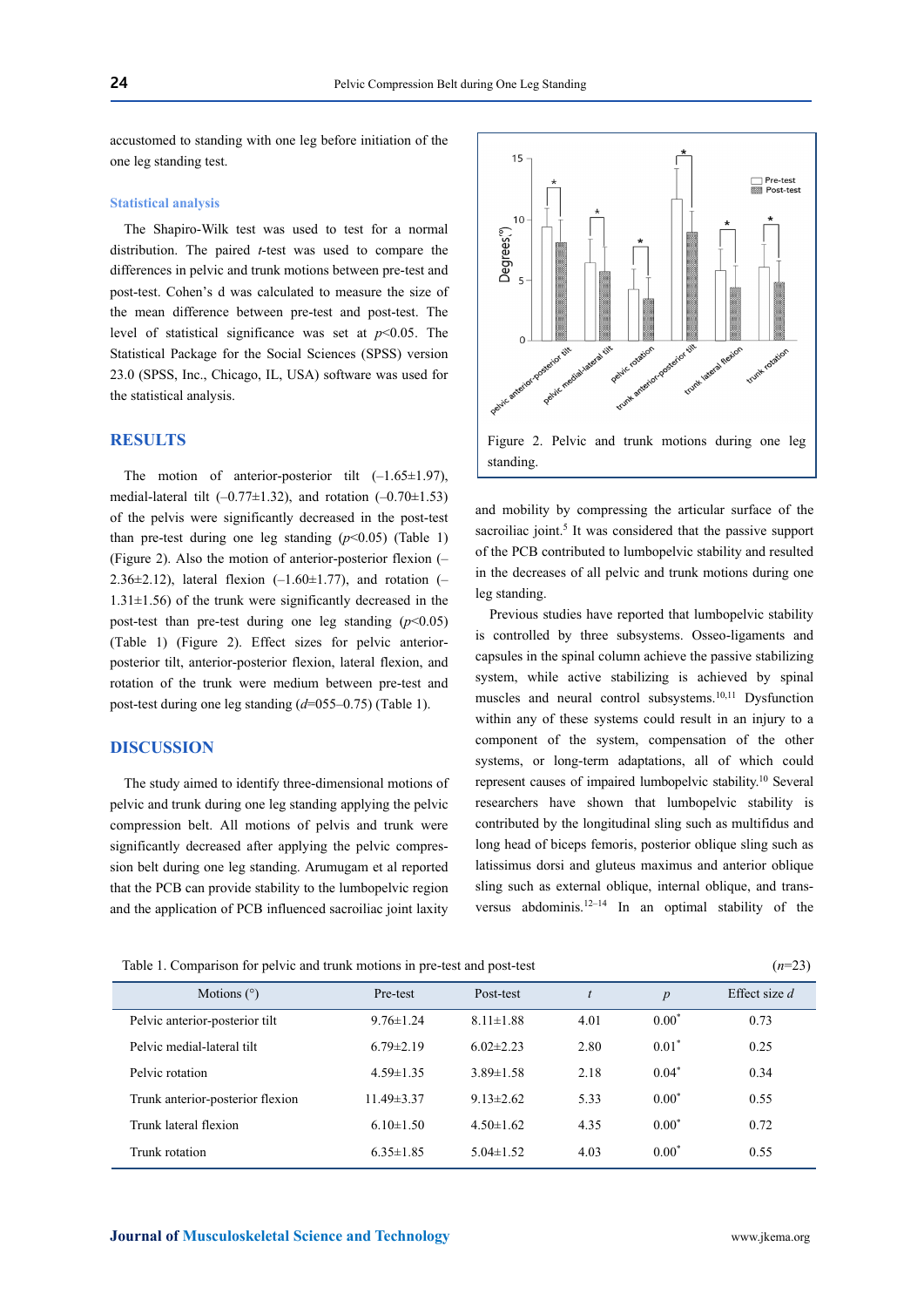accustomed to standing with one leg before initiation of the one leg standing test.

### Statistical analysis

The Shapiro-Wilk test was used to test for a normal distribution. The paired *t*-test was used to compare the differences in pelvic and trunk motions between pre-test and post-test. Cohen's d was calculated to measure the size of the mean difference between pre-test and post-test. The level of statistical significance was set at $p<0.05$. The Statistical Package for the Social Sciences (SPSS) version 23.0 (SPSS, Inc., Chicago, IL, USA) software was used for the statistical analysis.

## RESULTS

The motion of anterior-posterior tilt (–1.65±1.97), medial-lateral tilt (–0.77±1.32), and rotation (–0.70±1.53) of the pelvis were significantly decreased in the post-test than pre-test during one leg standing ($p<0.05$) (Table 1) (Figure 2). Also the motion of anterior-posterior flexion (–2.36±2.12), lateral flexion (–1.60±1.77), and rotation (–1.31±1.56) of the trunk were significantly decreased in the post-test than pre-test during one leg standing ($p<0.05$) (Table 1) (Figure 2). Effect sizes for pelvic anterior-posterior tilt, anterior-posterior flexion, lateral flexion, and rotation of the trunk were medium between pre-test and post-test during one leg standing (*d*=055–0.75) (Table 1).

Figure 2. Pelvic and trunk motions during one leg standing.

## DISCUSSION

The study aimed to identify three-dimensional motions of pelvic and trunk during one leg standing applying the pelvic compression belt. All motions of pelvis and trunk were significantly decreased after applying the pelvic compression belt during one leg standing. Arumugam et al reported that the PCB can provide stability to the lumbopelvic region and the application of PCB influenced sacroiliac joint laxity and mobility by compressing the articular surface of the sacroiliac joint.[5] It was considered that the passive support of the PCB contributed to lumbopelvic stability and resulted in the decreases of all pelvic and trunk motions during one leg standing.

Previous studies have reported that lumbopelvic stability is controlled by three subsystems. Osseo-ligaments and capsules in the spinal column achieve the passive stabilizing system, while active stabilizing is achieved by spinal muscles and neural control subsystems.[10,11] Dysfunction within any of these systems could result in an injury to a component of the system, compensation of the other systems, or long-term adaptations, all of which could represent causes of impaired lumbopelvic stability.[10] Several researchers have shown that lumbopelvic stability is contributed by the longitudinal sling such as multifidus and long head of biceps femoris, posterior oblique sling such as latissimus dorsi and gluteus maximus and anterior oblique sling such as external oblique, internal oblique, and transversus abdominis.[12–14] In an optimal stability of the

Table 1. Comparison for pelvic and trunk motions in pre-test and post-test (*n*=23)

| Motions (°) | Pre-test | Post-test | *t* | *p* | Effect size *d* |
|---|---|---|---|---|---|
| Pelvic anterior-posterior tilt | 9.76±1.24 | 8.11±1.88 | 4.01 | 0.00* | 0.73 |
| Pelvic medial-lateral tilt | 6.79±2.19 | 6.02±2.23 | 2.80 | 0.01* | 0.25 |
| Pelvic rotation | 4.59±1.35 | 3.89±1.58 | 2.18 | 0.04* | 0.34 |
| Trunk anterior-posterior flexion | 11.49±3.37 | 9.13±2.62 | 5.33 | 0.00* | 0.55 |
| Trunk lateral flexion | 6.10±1.50 | 4.50±1.62 | 4.35 | 0.00* | 0.72 |
| Trunk rotation | 6.35±1.85 | 5.04±1.52 | 4.03 | 0.00* | 0.55 |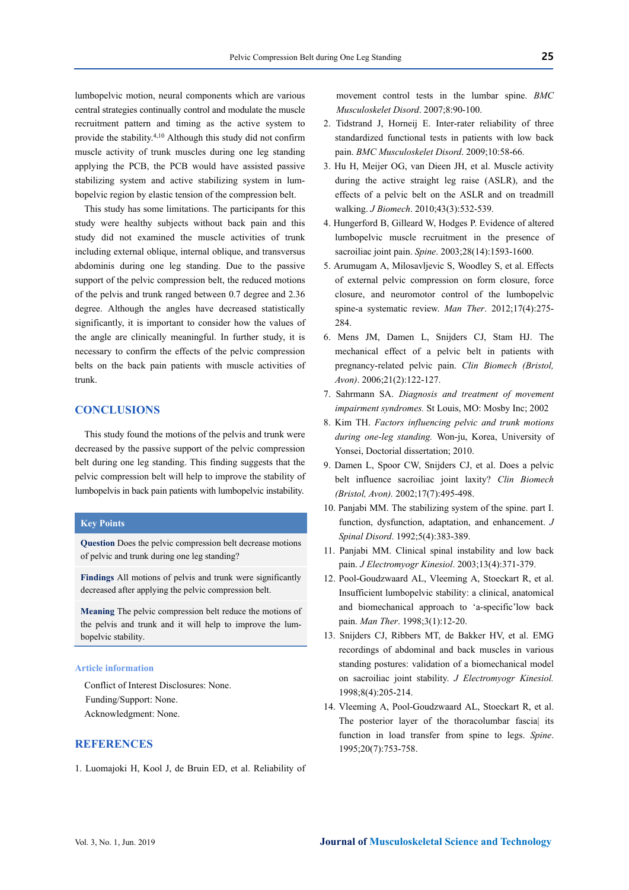lumbopelvic motion, neural components which are various central strategies continually control and modulate the muscle recruitment pattern and timing as the active system to provide the stability.[4,10] Although this study did not confirm muscle activity of trunk muscles during one leg standing applying the PCB, the PCB would have assisted passive stabilizing system and active stabilizing system in lumbopelvic region by elastic tension of the compression belt.

This study has some limitations. The participants for this study were healthy subjects without back pain and this study did not examined the muscle activities of trunk including external oblique, internal oblique, and transversus abdominis during one leg standing. Due to the passive support of the pelvic compression belt, the reduced motions of the pelvis and trunk ranged between 0.7 degree and 2.36 degree. Although the angles have decreased statistically significantly, it is important to consider how the values of the angle are clinically meaningful. In further study, it is necessary to confirm the effects of the pelvic compression belts on the back pain patients with muscle activities of trunk.

## CONCLUSIONS

This study found the motions of the pelvis and trunk were decreased by the passive support of the pelvic compression belt during one leg standing. This finding suggests that the pelvic compression belt will help to improve the stability of lumbopelvis in back pain patients with lumbopelvic instability.

**Key Points**

**Question** Does the pelvic compression belt decrease motions of pelvic and trunk during one leg standing?

**Findings** All motions of pelvis and trunk were significantly decreased after applying the pelvic compression belt.

**Meaning** The pelvic compression belt reduce the motions of the pelvis and trunk and it will help to improve the lumbopelvic stability.

### Article information

Conflict of Interest Disclosures: None.
Funding/Support: None.
Acknowledgment: None.

## REFERENCES

1. Luomajoki H, Kool J, de Bruin ED, et al. Reliability of movement control tests in the lumbar spine. *BMC Musculoskelet Disord*. 2007;8:90-100.
2. Tidstrand J, Horneij E. Inter-rater reliability of three standardized functional tests in patients with low back pain. *BMC Musculoskelet Disord*. 2009;10:58-66.
3. Hu H, Meijer OG, van Dieen JH, et al. Muscle activity during the active straight leg raise (ASLR), and the effects of a pelvic belt on the ASLR and on treadmill walking. *J Biomech*. 2010;43(3):532-539.
4. Hungerford B, Gilleard W, Hodges P. Evidence of altered lumbopelvic muscle recruitment in the presence of sacroiliac joint pain. *Spine*. 2003;28(14):1593-1600.
5. Arumugam A, Milosavljevic S, Woodley S, et al. Effects of external pelvic compression on form closure, force closure, and neuromotor control of the lumbopelvic spine-a systematic review. *Man Ther*. 2012;17(4):275-284.
6. Mens JM, Damen L, Snijders CJ, Stam HJ. The mechanical effect of a pelvic belt in patients with pregnancy-related pelvic pain. *Clin Biomech (Bristol, Avon)*. 2006;21(2):122-127.
7. Sahrmann SA. *Diagnosis and treatment of movement impairment syndromes.* St Louis, MO: Mosby Inc; 2002
8. Kim TH. *Factors influencing pelvic and trunk motions during one-leg standing.* Won-ju, Korea, University of Yonsei, Doctorial dissertation; 2010.
9. Damen L, Spoor CW, Snijders CJ, et al. Does a pelvic belt influence sacroiliac joint laxity? *Clin Biomech (Bristol, Avon)*. 2002;17(7):495-498.
10. Panjabi MM. The stabilizing system of the spine. part I. function, dysfunction, adaptation, and enhancement. *J Spinal Disord*. 1992;5(4):383-389.
11. Panjabi MM. Clinical spinal instability and low back pain. *J Electromyogr Kinesiol*. 2003;13(4):371-379.
12. Pool-Goudzwaard AL, Vleeming A, Stoeckart R, et al. Insufficient lumbopelvic stability: a clinical, anatomical and biomechanical approach to 'a-specific'low back pain. *Man Ther*. 1998;3(1):12-20.
13. Snijders CJ, Ribbers MT, de Bakker HV, et al. EMG recordings of abdominal and back muscles in various standing postures: validation of a biomechanical model on sacroiliac joint stability. *J Electromyogr Kinesiol*. 1998;8(4):205-214.
14. Vleeming A, Pool-Goudzwaard AL, Stoeckart R, et al. The posterior layer of the thoracolumbar fascia| its function in load transfer from spine to legs. *Spine*. 1995;20(7):753-758.